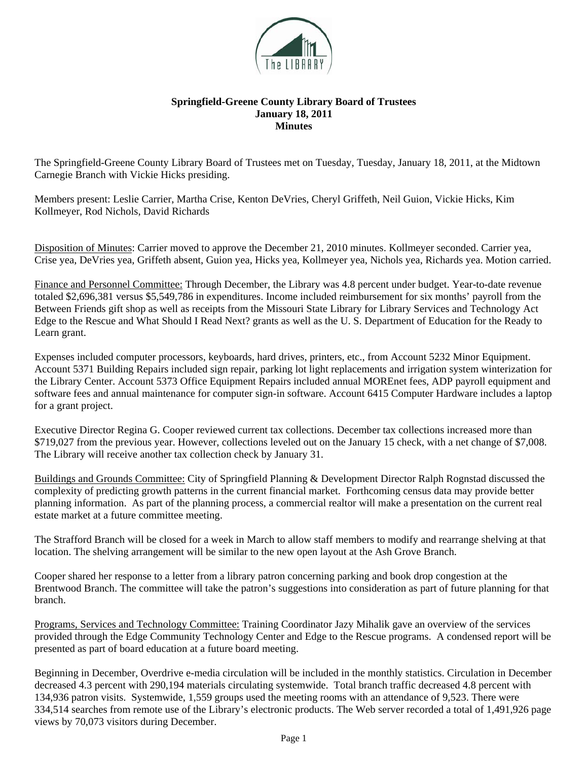**Springfield-Greene County Library Board of Trustees**
**January 18, 2011**
**Minutes**

The Springfield-Greene County Library Board of Trustees met on Tuesday, Tuesday, January 18, 2011, at the Midtown Carnegie Branch with Vickie Hicks presiding.

Members present: Leslie Carrier, Martha Crise, Kenton DeVries, Cheryl Griffeth, Neil Guion, Vickie Hicks, Kim Kollmeyer, Rod Nichols, David Richards

Disposition of Minutes: Carrier moved to approve the December 21, 2010 minutes. Kollmeyer seconded. Carrier yea, Crise yea, DeVries yea, Griffeth absent, Guion yea, Hicks yea, Kollmeyer yea, Nichols yea, Richards yea. Motion carried.

Finance and Personnel Committee: Through December, the Library was 4.8 percent under budget. Year-to-date revenue totaled $2,696,381 versus $5,549,786 in expenditures. Income included reimbursement for six months' payroll from the Between Friends gift shop as well as receipts from the Missouri State Library for Library Services and Technology Act Edge to the Rescue and What Should I Read Next? grants as well as the U. S. Department of Education for the Ready to Learn grant.

Expenses included computer processors, keyboards, hard drives, printers, etc., from Account 5232 Minor Equipment. Account 5371 Building Repairs included sign repair, parking lot light replacements and irrigation system winterization for the Library Center. Account 5373 Office Equipment Repairs included annual MOREnet fees, ADP payroll equipment and software fees and annual maintenance for computer sign-in software. Account 6415 Computer Hardware includes a laptop for a grant project.

Executive Director Regina G. Cooper reviewed current tax collections. December tax collections increased more than $719,027 from the previous year. However, collections leveled out on the January 15 check, with a net change of $7,008. The Library will receive another tax collection check by January 31.

Buildings and Grounds Committee: City of Springfield Planning & Development Director Ralph Rognstad discussed the complexity of predicting growth patterns in the current financial market. Forthcoming census data may provide better planning information. As part of the planning process, a commercial realtor will make a presentation on the current real estate market at a future committee meeting.

The Strafford Branch will be closed for a week in March to allow staff members to modify and rearrange shelving at that location. The shelving arrangement will be similar to the new open layout at the Ash Grove Branch.

Cooper shared her response to a letter from a library patron concerning parking and book drop congestion at the Brentwood Branch. The committee will take the patron's suggestions into consideration as part of future planning for that branch.

Programs, Services and Technology Committee: Training Coordinator Jazy Mihalik gave an overview of the services provided through the Edge Community Technology Center and Edge to the Rescue programs. A condensed report will be presented as part of board education at a future board meeting.

Beginning in December, Overdrive e-media circulation will be included in the monthly statistics. Circulation in December decreased 4.3 percent with 290,194 materials circulating systemwide. Total branch traffic decreased 4.8 percent with 134,936 patron visits. Systemwide, 1,559 groups used the meeting rooms with an attendance of 9,523. There were 334,514 searches from remote use of the Library's electronic products. The Web server recorded a total of 1,491,926 page views by 70,073 visitors during December.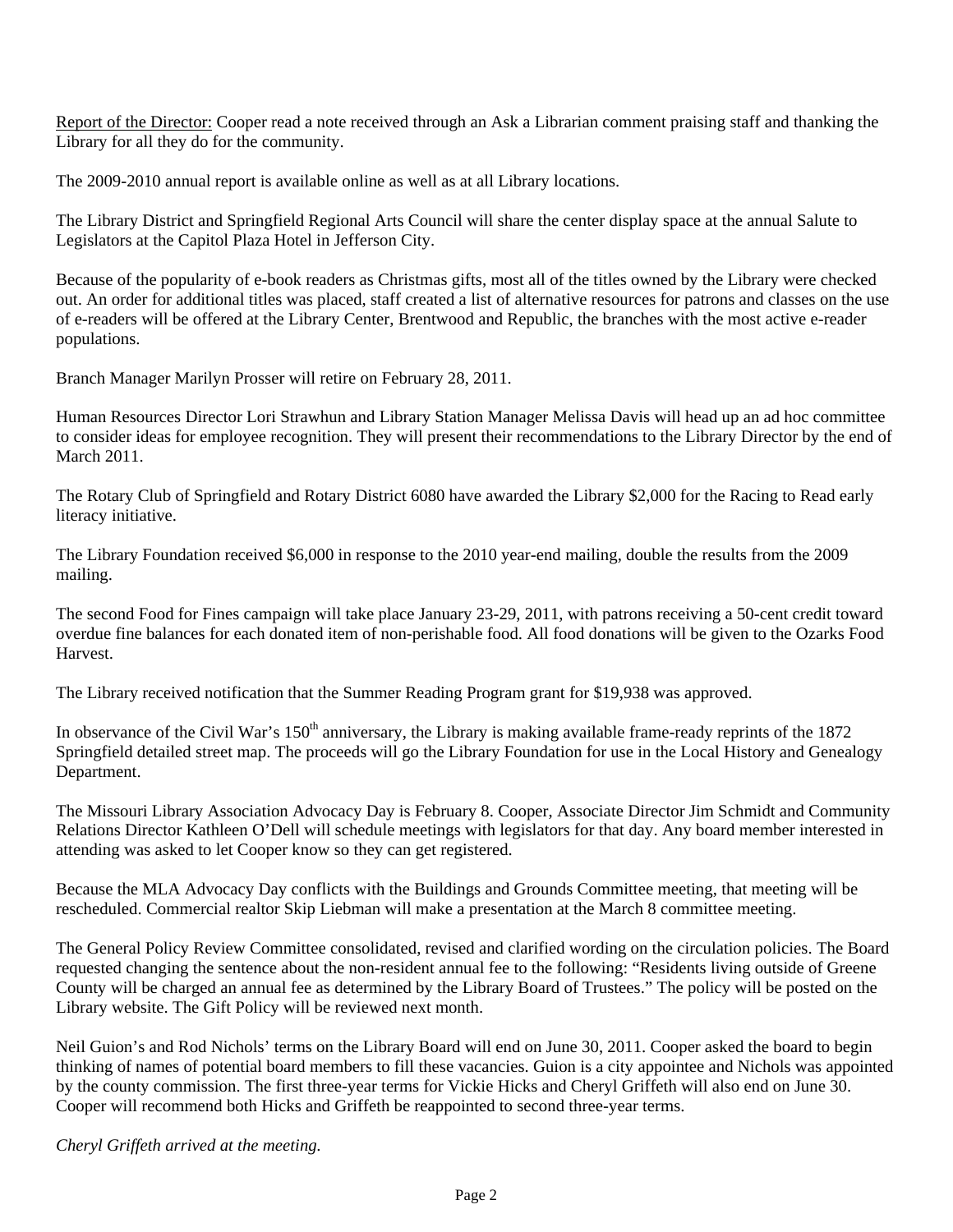Report of the Director: Cooper read a note received through an Ask a Librarian comment praising staff and thanking the Library for all they do for the community.

The 2009-2010 annual report is available online as well as at all Library locations.

The Library District and Springfield Regional Arts Council will share the center display space at the annual Salute to Legislators at the Capitol Plaza Hotel in Jefferson City.

Because of the popularity of e-book readers as Christmas gifts, most all of the titles owned by the Library were checked out. An order for additional titles was placed, staff created a list of alternative resources for patrons and classes on the use of e-readers will be offered at the Library Center, Brentwood and Republic, the branches with the most active e-reader populations.

Branch Manager Marilyn Prosser will retire on February 28, 2011.

Human Resources Director Lori Strawhun and Library Station Manager Melissa Davis will head up an ad hoc committee to consider ideas for employee recognition. They will present their recommendations to the Library Director by the end of March 2011.

The Rotary Club of Springfield and Rotary District 6080 have awarded the Library $2,000 for the Racing to Read early literacy initiative.

The Library Foundation received $6,000 in response to the 2010 year-end mailing, double the results from the 2009 mailing.

The second Food for Fines campaign will take place January 23-29, 2011, with patrons receiving a 50-cent credit toward overdue fine balances for each donated item of non-perishable food. All food donations will be given to the Ozarks Food Harvest.

The Library received notification that the Summer Reading Program grant for $19,938 was approved.

In observance of the Civil War's 150th anniversary, the Library is making available frame-ready reprints of the 1872 Springfield detailed street map. The proceeds will go the Library Foundation for use in the Local History and Genealogy Department.

The Missouri Library Association Advocacy Day is February 8. Cooper, Associate Director Jim Schmidt and Community Relations Director Kathleen O'Dell will schedule meetings with legislators for that day. Any board member interested in attending was asked to let Cooper know so they can get registered.

Because the MLA Advocacy Day conflicts with the Buildings and Grounds Committee meeting, that meeting will be rescheduled. Commercial realtor Skip Liebman will make a presentation at the March 8 committee meeting.

The General Policy Review Committee consolidated, revised and clarified wording on the circulation policies. The Board requested changing the sentence about the non-resident annual fee to the following: "Residents living outside of Greene County will be charged an annual fee as determined by the Library Board of Trustees." The policy will be posted on the Library website. The Gift Policy will be reviewed next month.

Neil Guion's and Rod Nichols' terms on the Library Board will end on June 30, 2011. Cooper asked the board to begin thinking of names of potential board members to fill these vacancies. Guion is a city appointee and Nichols was appointed by the county commission. The first three-year terms for Vickie Hicks and Cheryl Griffeth will also end on June 30. Cooper will recommend both Hicks and Griffeth be reappointed to second three-year terms.

*Cheryl Griffeth arrived at the meeting.*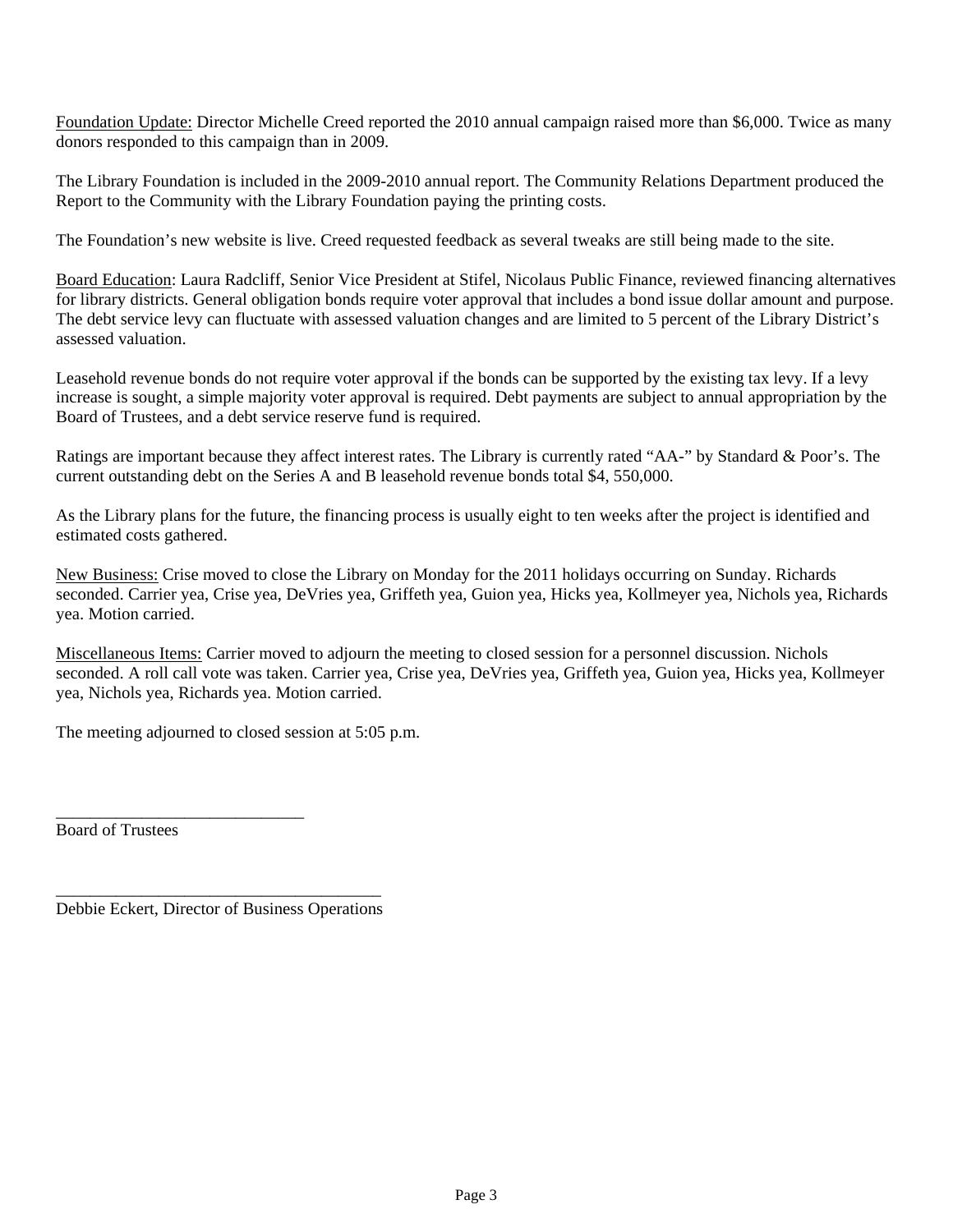<u>Foundation Update:</u> Director Michelle Creed reported the 2010 annual campaign raised more than $6,000. Twice as many donors responded to this campaign than in 2009.

The Library Foundation is included in the 2009-2010 annual report. The Community Relations Department produced the Report to the Community with the Library Foundation paying the printing costs.

The Foundation's new website is live. Creed requested feedback as several tweaks are still being made to the site.

<u>Board Education</u>: Laura Radcliff, Senior Vice President at Stifel, Nicolaus Public Finance, reviewed financing alternatives for library districts. General obligation bonds require voter approval that includes a bond issue dollar amount and purpose. The debt service levy can fluctuate with assessed valuation changes and are limited to 5 percent of the Library District's assessed valuation.

Leasehold revenue bonds do not require voter approval if the bonds can be supported by the existing tax levy. If a levy increase is sought, a simple majority voter approval is required. Debt payments are subject to annual appropriation by the Board of Trustees, and a debt service reserve fund is required.

Ratings are important because they affect interest rates. The Library is currently rated "AA-" by Standard & Poor's. The current outstanding debt on the Series A and B leasehold revenue bonds total $4, 550,000.

As the Library plans for the future, the financing process is usually eight to ten weeks after the project is identified and estimated costs gathered.

<u>New Business:</u> Crise moved to close the Library on Monday for the 2011 holidays occurring on Sunday. Richards seconded. Carrier yea, Crise yea, DeVries yea, Griffeth yea, Guion yea, Hicks yea, Kollmeyer yea, Nichols yea, Richards yea. Motion carried.

<u>Miscellaneous Items:</u> Carrier moved to adjourn the meeting to closed session for a personnel discussion. Nichols seconded. A roll call vote was taken. Carrier yea, Crise yea, DeVries yea, Griffeth yea, Guion yea, Hicks yea, Kollmeyer yea, Nichols yea, Richards yea. Motion carried.

The meeting adjourned to closed session at 5:05 p.m.

\_\_\_\_\_\_\_\_\_\_\_\_\_\_\_\_\_\_\_\_\_\_\_\_\_\_\_\_\_\_
Board of Trustees

\_\_\_\_\_\_\_\_\_\_\_\_\_\_\_\_\_\_\_\_\_\_\_\_\_\_\_\_\_\_\_\_\_\_\_\_\_\_\_
Debbie Eckert, Director of Business Operations